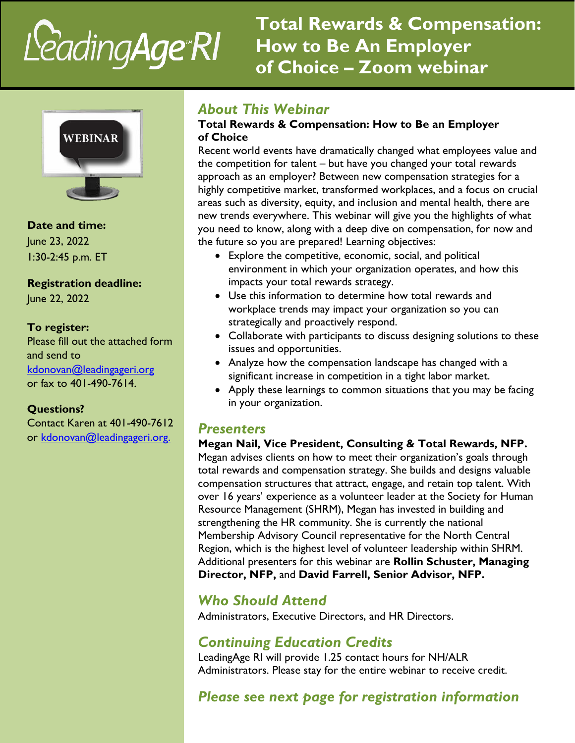# Total Rewards & Compensation: How to Be An Employer of Choice – Zoom webinar

**Date and time:**
June 23, 2022
1:30-2:45 p.m. ET

**Registration deadline:**
June 22, 2022

**To register:**
Please fill out the attached form and send to kdonovan@leadingageri.org or fax to 401-490-7614.

**Questions?**
Contact Karen at 401-490-7612 or kdonovan@leadingageri.org.

## *About This Webinar*

**Total Rewards & Compensation: How to Be an Employer of Choice**

Recent world events have dramatically changed what employees value and the competition for talent – but have you changed your total rewards approach as an employer? Between new compensation strategies for a highly competitive market, transformed workplaces, and a focus on crucial areas such as diversity, equity, and inclusion and mental health, there are new trends everywhere. This webinar will give you the highlights of what you need to know, along with a deep dive on compensation, for now and the future so you are prepared! Learning objectives:

- Explore the competitive, economic, social, and political environment in which your organization operates, and how this impacts your total rewards strategy.
- Use this information to determine how total rewards and workplace trends may impact your organization so you can strategically and proactively respond.
- Collaborate with participants to discuss designing solutions to these issues and opportunities.
- Analyze how the compensation landscape has changed with a significant increase in competition in a tight labor market.
- Apply these learnings to common situations that you may be facing in your organization.

## *Presenters*

**Megan Nail, Vice President, Consulting & Total Rewards, NFP.** Megan advises clients on how to meet their organization's goals through total rewards and compensation strategy. She builds and designs valuable compensation structures that attract, engage, and retain top talent. With over 16 years' experience as a volunteer leader at the Society for Human Resource Management (SHRM), Megan has invested in building and strengthening the HR community. She is currently the national Membership Advisory Council representative for the North Central Region, which is the highest level of volunteer leadership within SHRM. Additional presenters for this webinar are **Rollin Schuster, Managing Director, NFP,** and **David Farrell, Senior Advisor, NFP.**

## *Who Should Attend*

Administrators, Executive Directors, and HR Directors.

## *Continuing Education Credits*

LeadingAge RI will provide 1.25 contact hours for NH/ALR Administrators. Please stay for the entire webinar to receive credit.

## *Please see next page for registration information*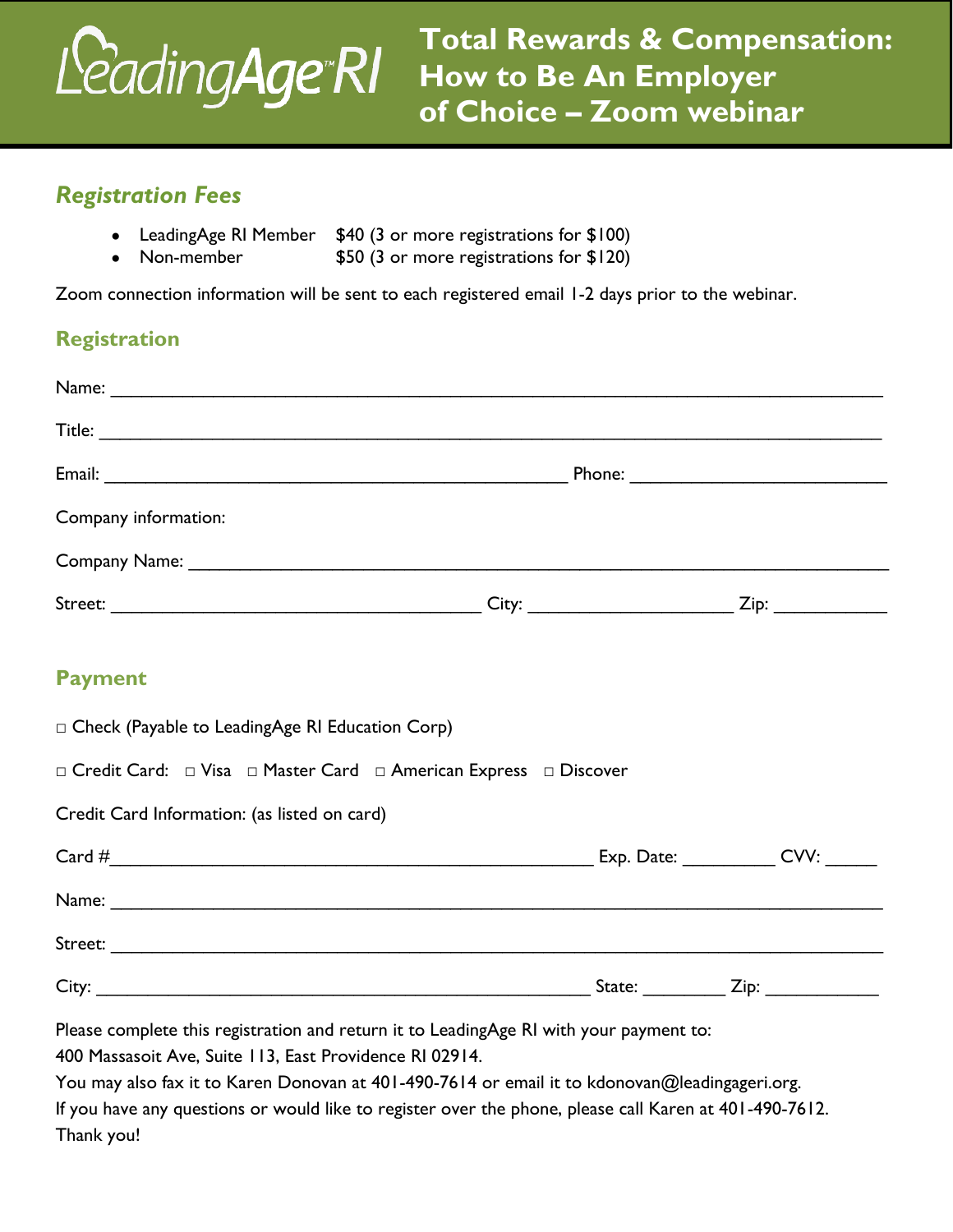# Total Rewards & Compensation: How to Be An Employer of Choice – Zoom webinar

LeadingAge RI

## *Registration Fees*

- LeadingAge RI Member $40 (3 or more registrations for $100)
- Non-member $50 (3 or more registrations for $120)

Zoom connection information will be sent to each registered email 1-2 days prior to the webinar.

## Registration

Name: ___________________________________________________________________________

Title: ___________________________________________________________________________

Email: ____________________________________________ Phone: ________________________

Company information:

Company Name: ____________________________________________________________________

Street: ___________________________________ City: ____________________ Zip: ___________

## Payment

□ Check (Payable to LeadingAge RI Education Corp)

□ Credit Card: □ Visa □ Master Card □ American Express □ Discover

Credit Card Information: (as listed on card)

Card #______________________________________________ Exp. Date: _________ CVV: _____

Name: ___________________________________________________________________________

Street: ___________________________________________________________________________

City: _____________________________________________ State: ________ Zip: ___________

Please complete this registration and return it to LeadingAge RI with your payment to:
400 Massasoit Ave, Suite 113, East Providence RI 02914.
You may also fax it to Karen Donovan at 401-490-7614 or email it to kdonovan@leadingageri.org.
If you have any questions or would like to register over the phone, please call Karen at 401-490-7612.
Thank you!